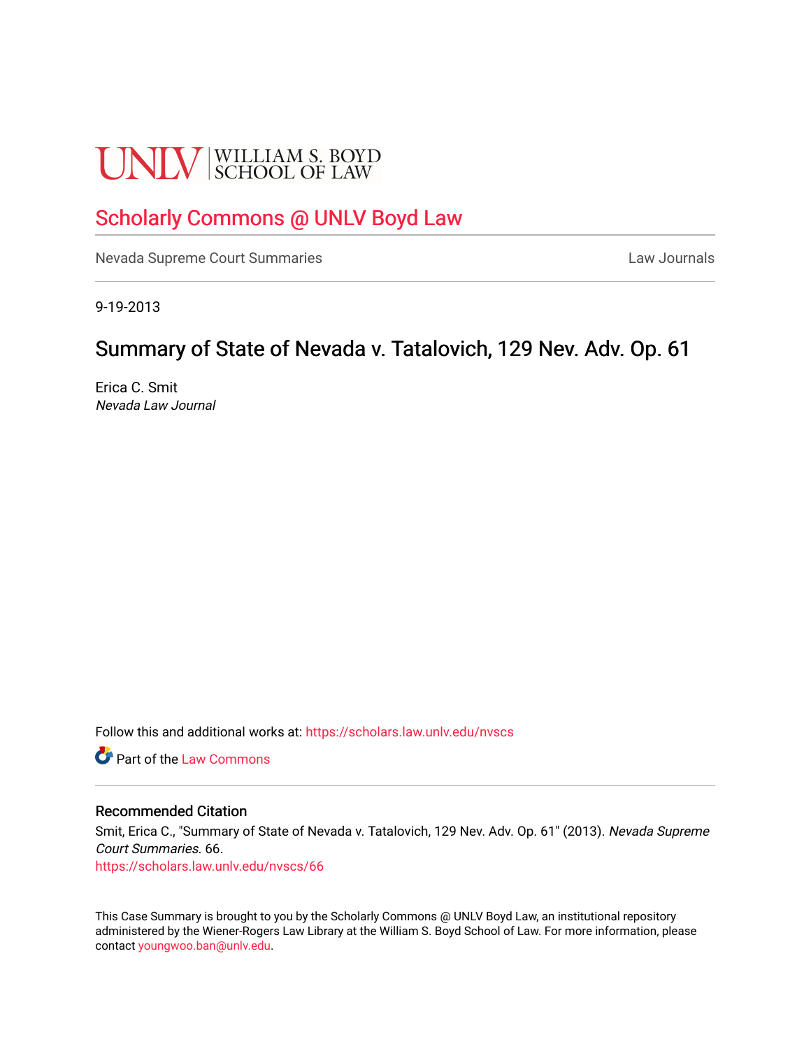UNLV | WILLIAM S. BOYD SCHOOL OF LAW

# Scholarly Commons @ UNLV Boyd Law

Nevada Supreme Court Summaries

Law Journals

9-19-2013

## Summary of State of Nevada v. Tatalovich, 129 Nev. Adv. Op. 61

Erica C. Smit
*Nevada Law Journal*

Follow this and additional works at: https://scholars.law.unlv.edu/nvscs

Part of the Law Commons

### Recommended Citation

Smit, Erica C., "Summary of State of Nevada v. Tatalovich, 129 Nev. Adv. Op. 61" (2013). *Nevada Supreme Court Summaries*. 66.
https://scholars.law.unlv.edu/nvscs/66

This Case Summary is brought to you by the Scholarly Commons @ UNLV Boyd Law, an institutional repository administered by the Wiener-Rogers Law Library at the William S. Boyd School of Law. For more information, please contact youngwoo.ban@unlv.edu.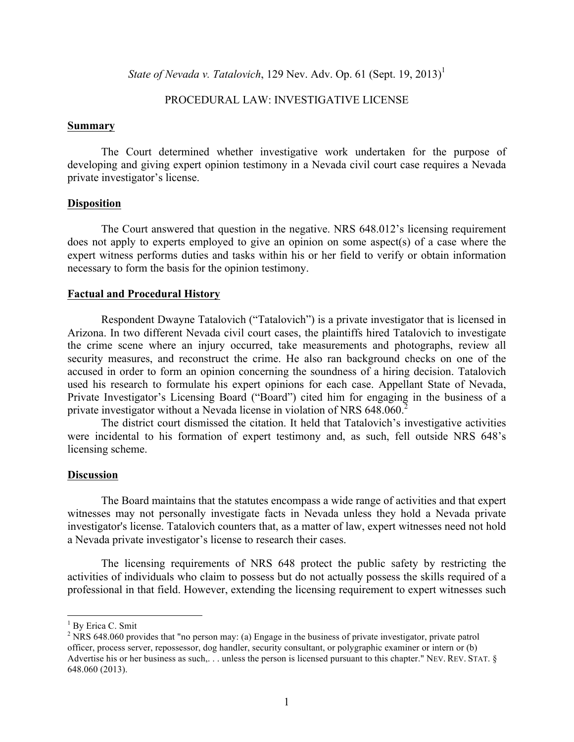*State of Nevada v. Tatalovich*, 129 Nev. Adv. Op. 61 (Sept. 19, 2013)[1]

PROCEDURAL LAW: INVESTIGATIVE LICENSE

## Summary

The Court determined whether investigative work undertaken for the purpose of developing and giving expert opinion testimony in a Nevada civil court case requires a Nevada private investigator's license.

## Disposition

The Court answered that question in the negative. NRS 648.012's licensing requirement does not apply to experts employed to give an opinion on some aspect(s) of a case where the expert witness performs duties and tasks within his or her field to verify or obtain information necessary to form the basis for the opinion testimony.

## Factual and Procedural History

Respondent Dwayne Tatalovich ("Tatalovich") is a private investigator that is licensed in Arizona. In two different Nevada civil court cases, the plaintiffs hired Tatalovich to investigate the crime scene where an injury occurred, take measurements and photographs, review all security measures, and reconstruct the crime. He also ran background checks on one of the accused in order to form an opinion concerning the soundness of a hiring decision. Tatalovich used his research to formulate his expert opinions for each case. Appellant State of Nevada, Private Investigator's Licensing Board ("Board") cited him for engaging in the business of a private investigator without a Nevada license in violation of NRS 648.060.[2]

The district court dismissed the citation. It held that Tatalovich's investigative activities were incidental to his formation of expert testimony and, as such, fell outside NRS 648's licensing scheme.

## Discussion

The Board maintains that the statutes encompass a wide range of activities and that expert witnesses may not personally investigate facts in Nevada unless they hold a Nevada private investigator's license. Tatalovich counters that, as a matter of law, expert witnesses need not hold a Nevada private investigator's license to research their cases.

The licensing requirements of NRS 648 protect the public safety by restricting the activities of individuals who claim to possess but do not actually possess the skills required of a professional in that field. However, extending the licensing requirement to expert witnesses such

---

[1] By Erica C. Smit

[2] NRS 648.060 provides that "no person may: (a) Engage in the business of private investigator, private patrol officer, process server, repossessor, dog handler, security consultant, or polygraphic examiner or intern or (b) Advertise his or her business as such,. . . unless the person is licensed pursuant to this chapter." NEV. REV. STAT. § 648.060 (2013).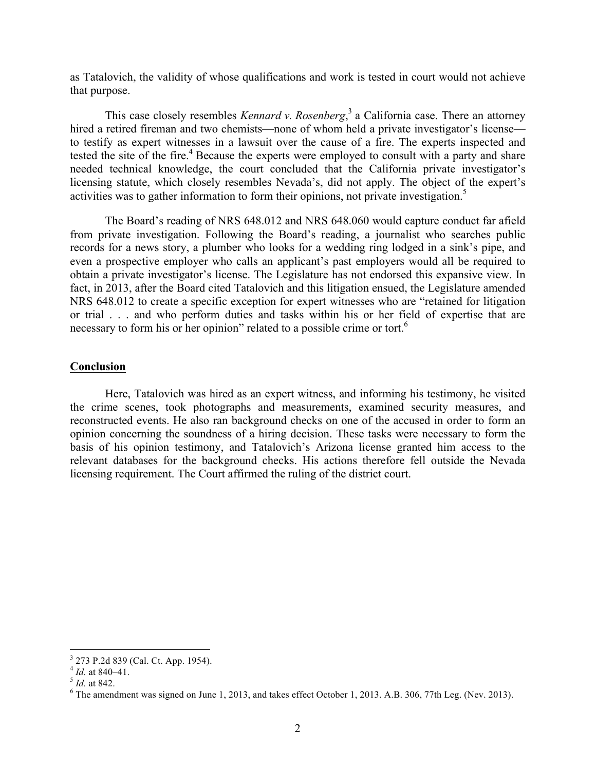as Tatalovich, the validity of whose qualifications and work is tested in court would not achieve that purpose.

This case closely resembles *Kennard v. Rosenberg*,[3] a California case. There an attorney hired a retired fireman and two chemists—none of whom held a private investigator's license—to testify as expert witnesses in a lawsuit over the cause of a fire. The experts inspected and tested the site of the fire.[4] Because the experts were employed to consult with a party and share needed technical knowledge, the court concluded that the California private investigator's licensing statute, which closely resembles Nevada's, did not apply. The object of the expert's activities was to gather information to form their opinions, not private investigation.[5]

The Board's reading of NRS 648.012 and NRS 648.060 would capture conduct far afield from private investigation. Following the Board's reading, a journalist who searches public records for a news story, a plumber who looks for a wedding ring lodged in a sink's pipe, and even a prospective employer who calls an applicant's past employers would all be required to obtain a private investigator's license. The Legislature has not endorsed this expansive view. In fact, in 2013, after the Board cited Tatalovich and this litigation ensued, the Legislature amended NRS 648.012 to create a specific exception for expert witnesses who are "retained for litigation or trial . . . and who perform duties and tasks within his or her field of expertise that are necessary to form his or her opinion" related to a possible crime or tort.[6]

## Conclusion

Here, Tatalovich was hired as an expert witness, and informing his testimony, he visited the crime scenes, took photographs and measurements, examined security measures, and reconstructed events. He also ran background checks on one of the accused in order to form an opinion concerning the soundness of a hiring decision. These tasks were necessary to form the basis of his opinion testimony, and Tatalovich's Arizona license granted him access to the relevant databases for the background checks. His actions therefore fell outside the Nevada licensing requirement. The Court affirmed the ruling of the district court.

---

[3] 273 P.2d 839 (Cal. Ct. App. 1954).

[4] *Id.* at 840–41.

[5] *Id.* at 842.

[6] The amendment was signed on June 1, 2013, and takes effect October 1, 2013. A.B. 306, 77th Leg. (Nev. 2013).